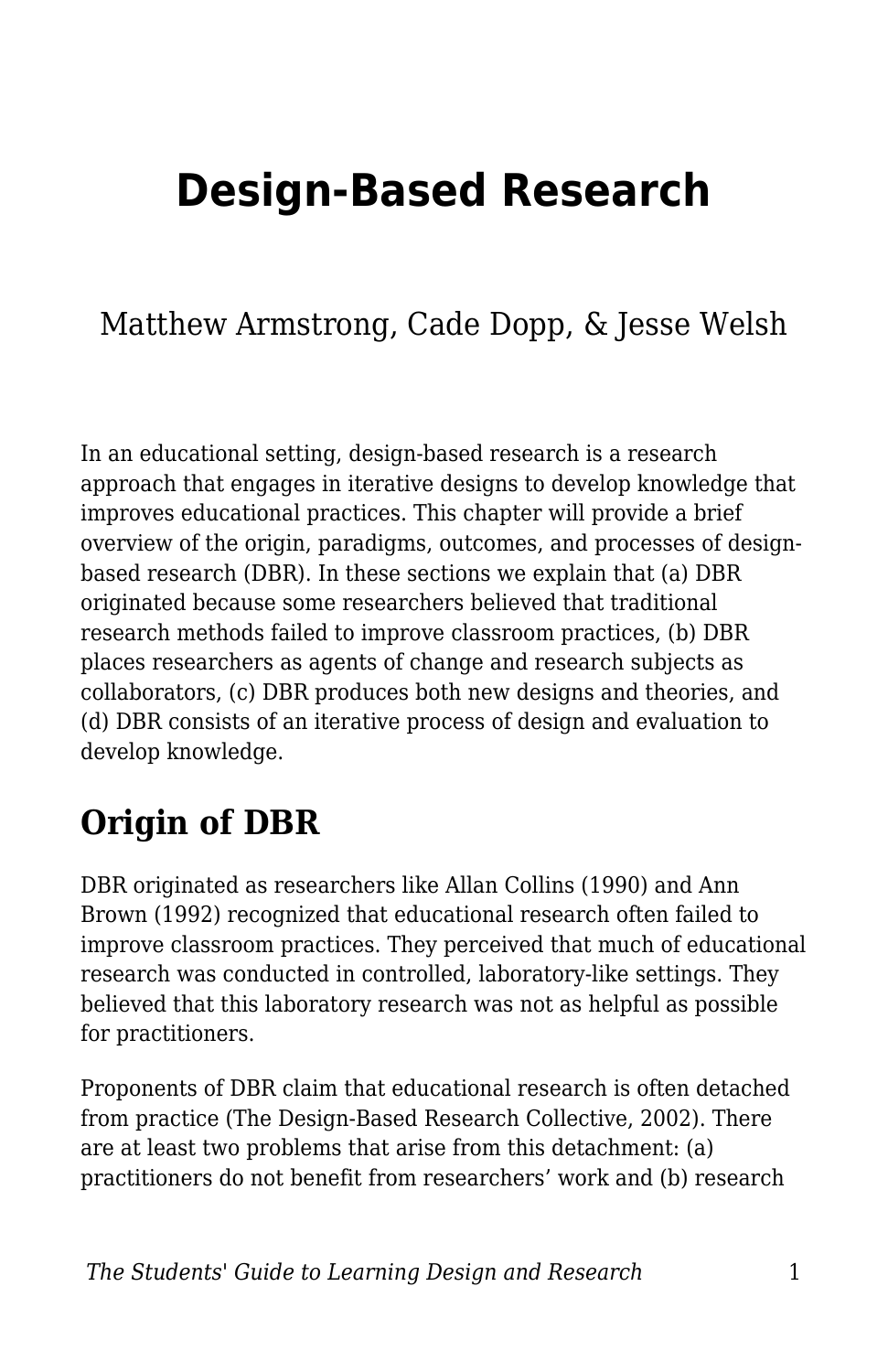# Design-Based Research

Matthew Armstrong, Cade Dopp, & Jesse Welsh

In an educational setting, design-based research is a research approach that engages in iterative designs to develop knowledge that improves educational practices. This chapter will provide a brief overview of the origin, paradigms, outcomes, and processes of design-based research (DBR). In these sections we explain that (a) DBR originated because some researchers believed that traditional research methods failed to improve classroom practices, (b) DBR places researchers as agents of change and research subjects as collaborators, (c) DBR produces both new designs and theories, and (d) DBR consists of an iterative process of design and evaluation to develop knowledge.

## Origin of DBR

DBR originated as researchers like Allan Collins (1990) and Ann Brown (1992) recognized that educational research often failed to improve classroom practices. They perceived that much of educational research was conducted in controlled, laboratory-like settings. They believed that this laboratory research was not as helpful as possible for practitioners.

Proponents of DBR claim that educational research is often detached from practice (The Design-Based Research Collective, 2002). There are at least two problems that arise from this detachment: (a) practitioners do not benefit from researchers' work and (b) research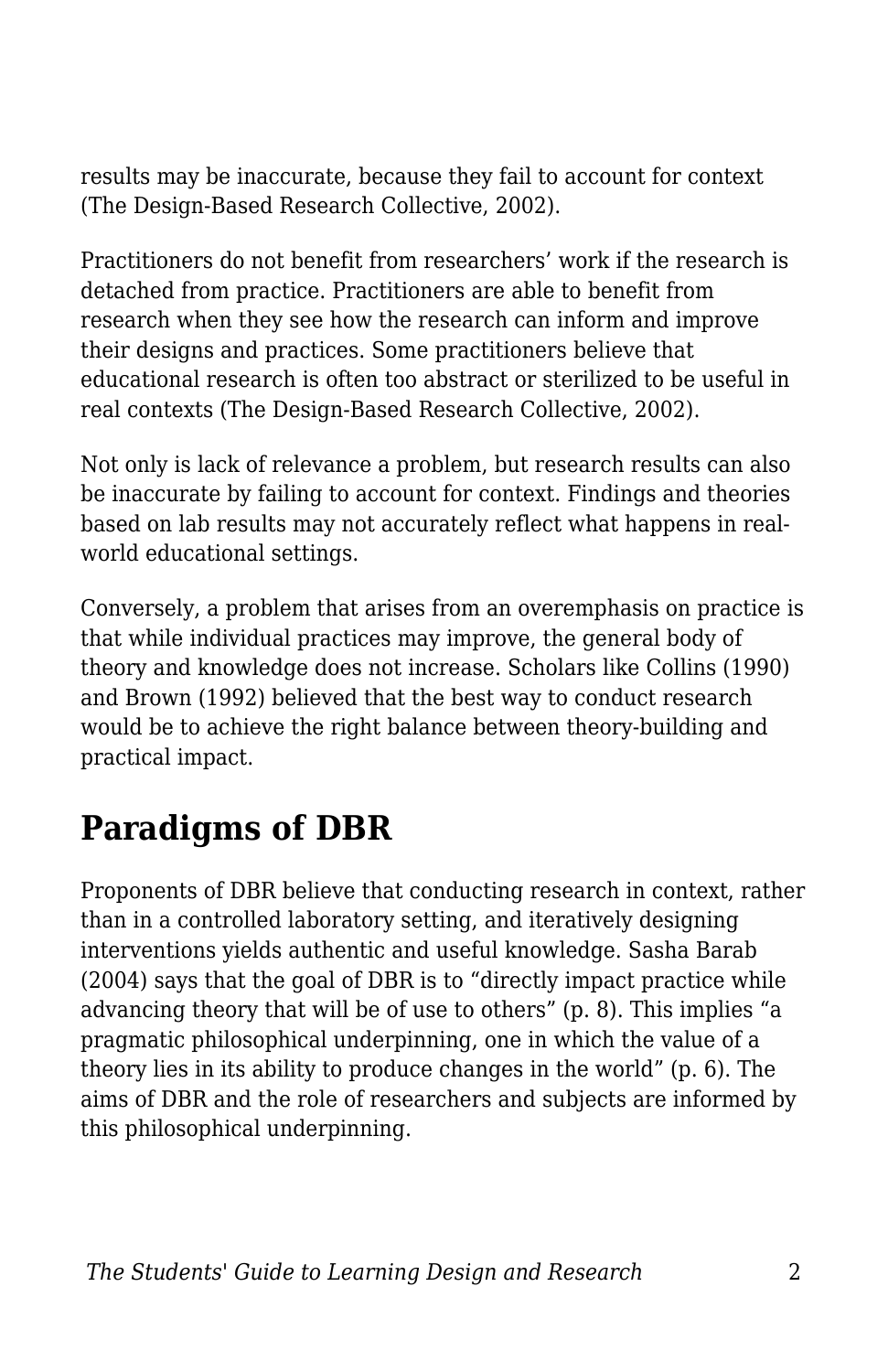results may be inaccurate, because they fail to account for context (The Design-Based Research Collective, 2002).

Practitioners do not benefit from researchers' work if the research is detached from practice. Practitioners are able to benefit from research when they see how the research can inform and improve their designs and practices. Some practitioners believe that educational research is often too abstract or sterilized to be useful in real contexts (The Design-Based Research Collective, 2002).

Not only is lack of relevance a problem, but research results can also be inaccurate by failing to account for context. Findings and theories based on lab results may not accurately reflect what happens in real-world educational settings.

Conversely, a problem that arises from an overemphasis on practice is that while individual practices may improve, the general body of theory and knowledge does not increase. Scholars like Collins (1990) and Brown (1992) believed that the best way to conduct research would be to achieve the right balance between theory-building and practical impact.

## Paradigms of DBR

Proponents of DBR believe that conducting research in context, rather than in a controlled laboratory setting, and iteratively designing interventions yields authentic and useful knowledge. Sasha Barab (2004) says that the goal of DBR is to "directly impact practice while advancing theory that will be of use to others" (p. 8). This implies "a pragmatic philosophical underpinning, one in which the value of a theory lies in its ability to produce changes in the world" (p. 6). The aims of DBR and the role of researchers and subjects are informed by this philosophical underpinning.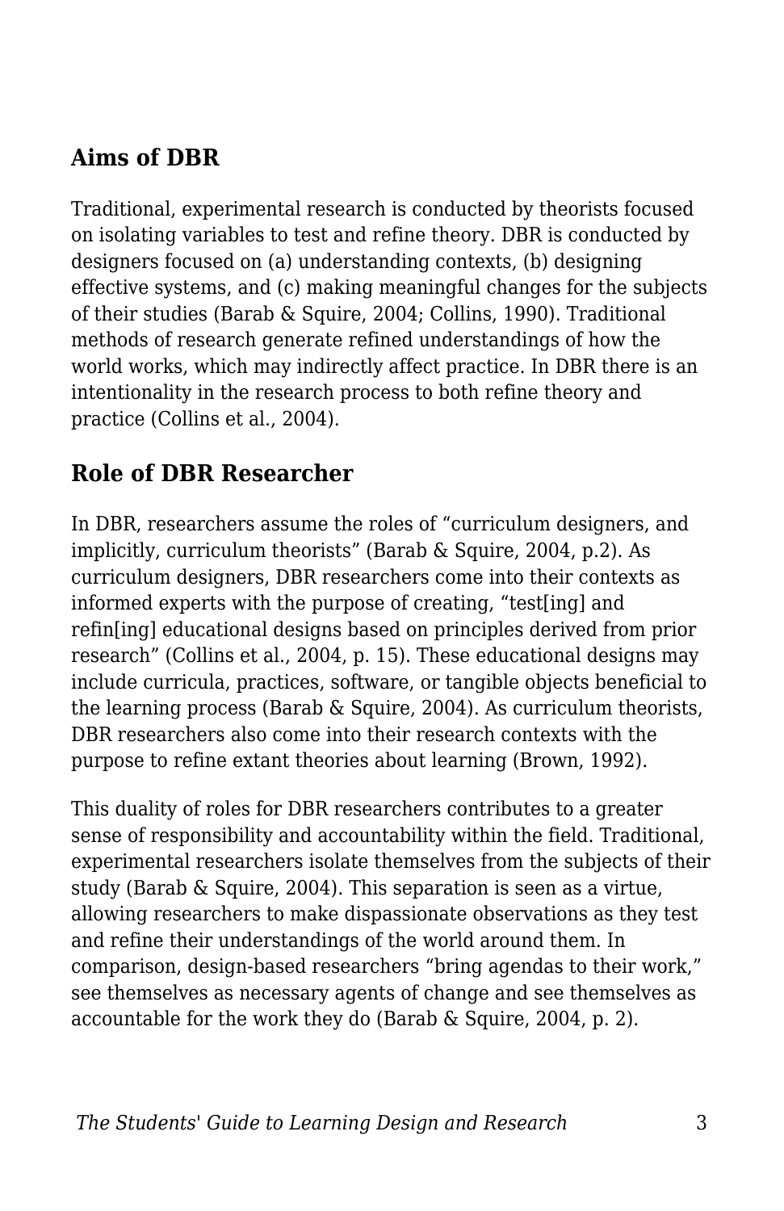## Aims of DBR

Traditional, experimental research is conducted by theorists focused on isolating variables to test and refine theory. DBR is conducted by designers focused on (a) understanding contexts, (b) designing effective systems, and (c) making meaningful changes for the subjects of their studies (Barab & Squire, 2004; Collins, 1990). Traditional methods of research generate refined understandings of how the world works, which may indirectly affect practice. In DBR there is an intentionality in the research process to both refine theory and practice (Collins et al., 2004).

## Role of DBR Researcher

In DBR, researchers assume the roles of "curriculum designers, and implicitly, curriculum theorists" (Barab & Squire, 2004, p.2). As curriculum designers, DBR researchers come into their contexts as informed experts with the purpose of creating, "test[ing] and refin[ing] educational designs based on principles derived from prior research" (Collins et al., 2004, p. 15). These educational designs may include curricula, practices, software, or tangible objects beneficial to the learning process (Barab & Squire, 2004). As curriculum theorists, DBR researchers also come into their research contexts with the purpose to refine extant theories about learning (Brown, 1992).

This duality of roles for DBR researchers contributes to a greater sense of responsibility and accountability within the field. Traditional, experimental researchers isolate themselves from the subjects of their study (Barab & Squire, 2004). This separation is seen as a virtue, allowing researchers to make dispassionate observations as they test and refine their understandings of the world around them. In comparison, design-based researchers "bring agendas to their work," see themselves as necessary agents of change and see themselves as accountable for the work they do (Barab & Squire, 2004, p. 2).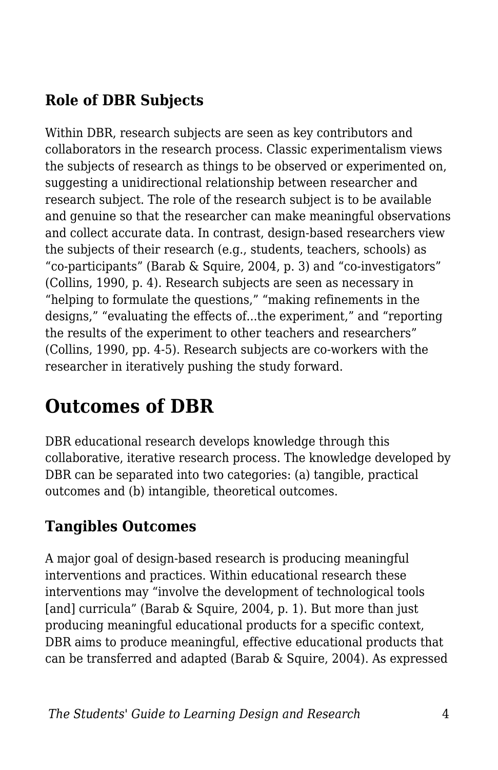### Role of DBR Subjects

Within DBR, research subjects are seen as key contributors and collaborators in the research process. Classic experimentalism views the subjects of research as things to be observed or experimented on, suggesting a unidirectional relationship between researcher and research subject. The role of the research subject is to be available and genuine so that the researcher can make meaningful observations and collect accurate data. In contrast, design-based researchers view the subjects of their research (e.g., students, teachers, schools) as "co-participants" (Barab & Squire, 2004, p. 3) and "co-investigators" (Collins, 1990, p. 4). Research subjects are seen as necessary in "helping to formulate the questions," "making refinements in the designs," "evaluating the effects of...the experiment," and "reporting the results of the experiment to other teachers and researchers" (Collins, 1990, pp. 4-5). Research subjects are co-workers with the researcher in iteratively pushing the study forward.

## Outcomes of DBR

DBR educational research develops knowledge through this collaborative, iterative research process. The knowledge developed by DBR can be separated into two categories: (a) tangible, practical outcomes and (b) intangible, theoretical outcomes.

### Tangibles Outcomes

A major goal of design-based research is producing meaningful interventions and practices. Within educational research these interventions may "involve the development of technological tools [and] curricula" (Barab & Squire, 2004, p. 1). But more than just producing meaningful educational products for a specific context, DBR aims to produce meaningful, effective educational products that can be transferred and adapted (Barab & Squire, 2004). As expressed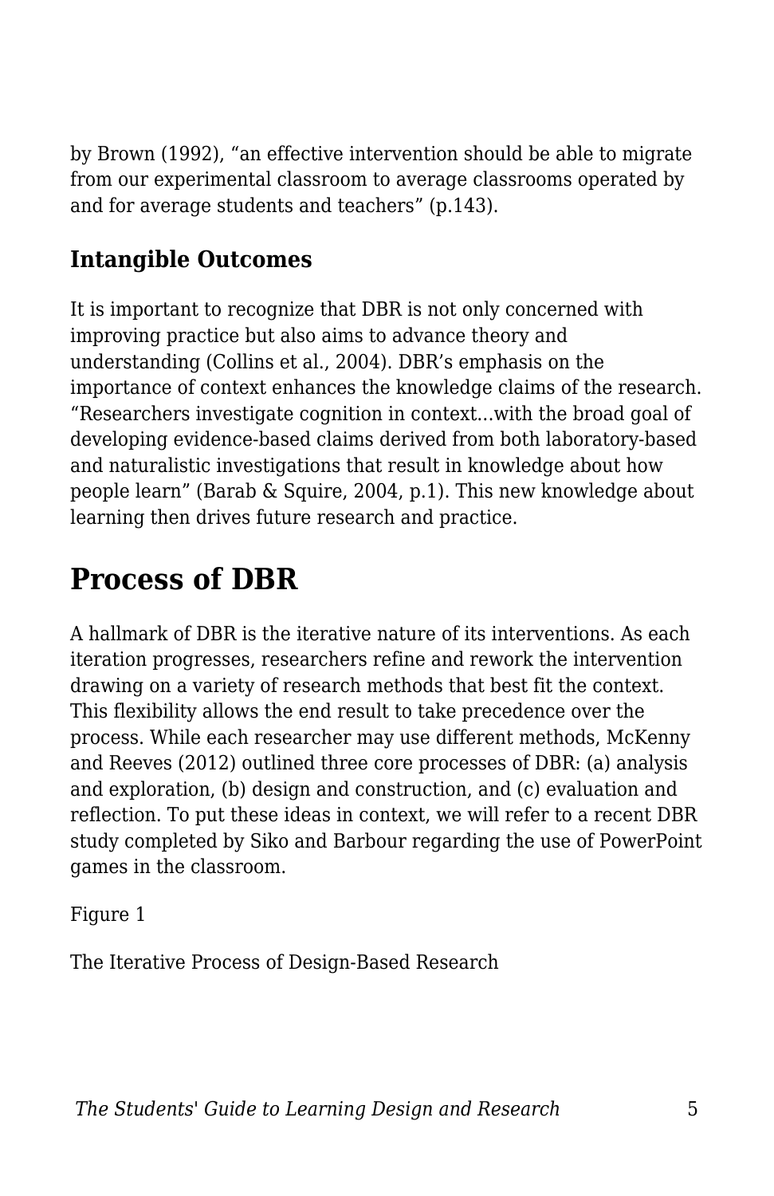by Brown (1992), “an effective intervention should be able to migrate from our experimental classroom to average classrooms operated by and for average students and teachers” (p.143).

### Intangible Outcomes

It is important to recognize that DBR is not only concerned with improving practice but also aims to advance theory and understanding (Collins et al., 2004). DBR’s emphasis on the importance of context enhances the knowledge claims of the research. “Researchers investigate cognition in context...with the broad goal of developing evidence-based claims derived from both laboratory-based and naturalistic investigations that result in knowledge about how people learn” (Barab & Squire, 2004, p.1). This new knowledge about learning then drives future research and practice.

## Process of DBR

A hallmark of DBR is the iterative nature of its interventions. As each iteration progresses, researchers refine and rework the intervention drawing on a variety of research methods that best fit the context. This flexibility allows the end result to take precedence over the process. While each researcher may use different methods, McKenny and Reeves (2012) outlined three core processes of DBR: (a) analysis and exploration, (b) design and construction, and (c) evaluation and reflection. To put these ideas in context, we will refer to a recent DBR study completed by Siko and Barbour regarding the use of PowerPoint games in the classroom.

Figure 1

The Iterative Process of Design-Based Research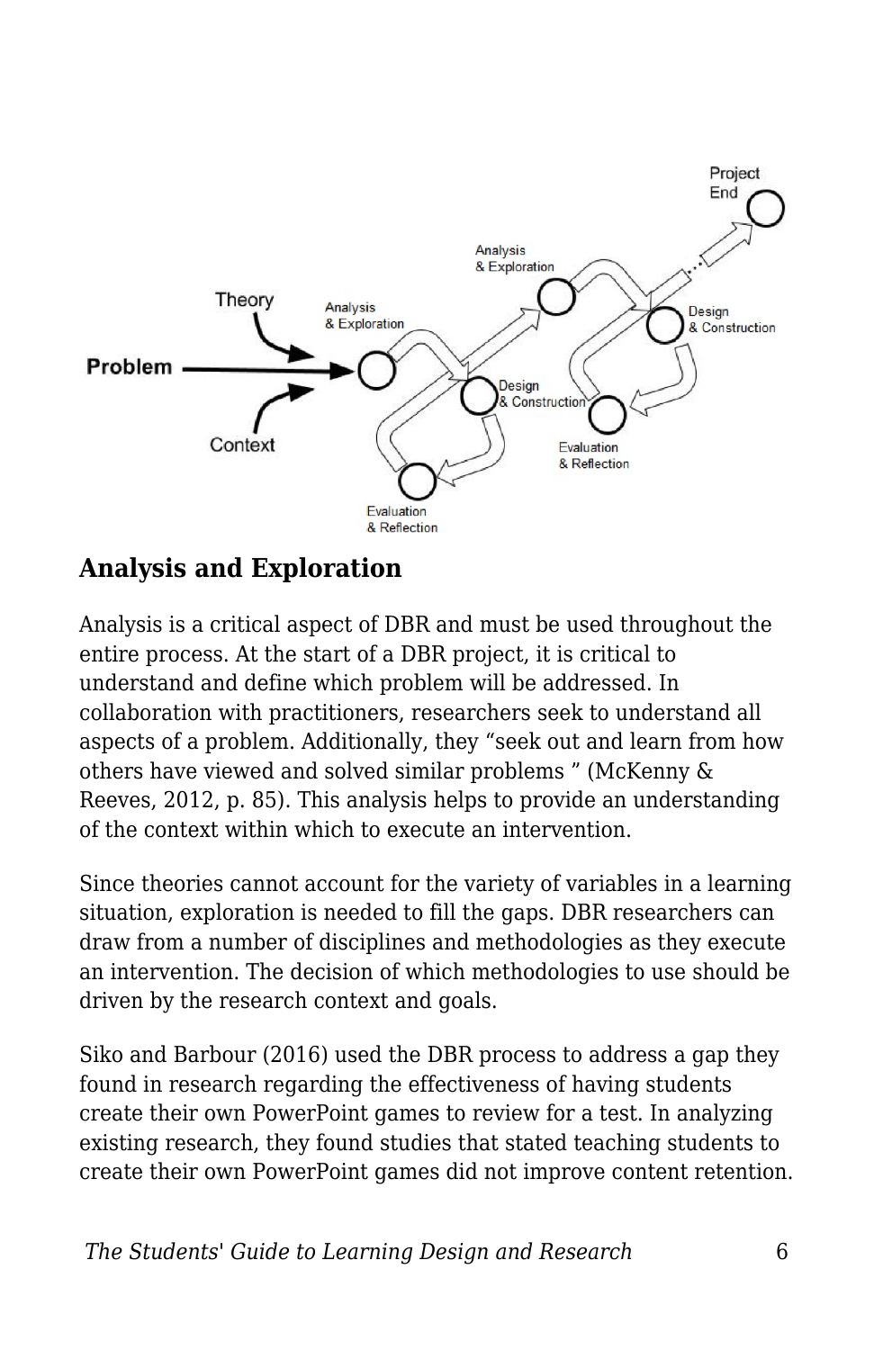## Analysis and Exploration

Analysis is a critical aspect of DBR and must be used throughout the entire process. At the start of a DBR project, it is critical to understand and define which problem will be addressed. In collaboration with practitioners, researchers seek to understand all aspects of a problem. Additionally, they "seek out and learn from how others have viewed and solved similar problems " (McKenny & Reeves, 2012, p. 85). This analysis helps to provide an understanding of the context within which to execute an intervention.

Since theories cannot account for the variety of variables in a learning situation, exploration is needed to fill the gaps. DBR researchers can draw from a number of disciplines and methodologies as they execute an intervention. The decision of which methodologies to use should be driven by the research context and goals.

Siko and Barbour (2016) used the DBR process to address a gap they found in research regarding the effectiveness of having students create their own PowerPoint games to review for a test. In analyzing existing research, they found studies that stated teaching students to create their own PowerPoint games did not improve content retention.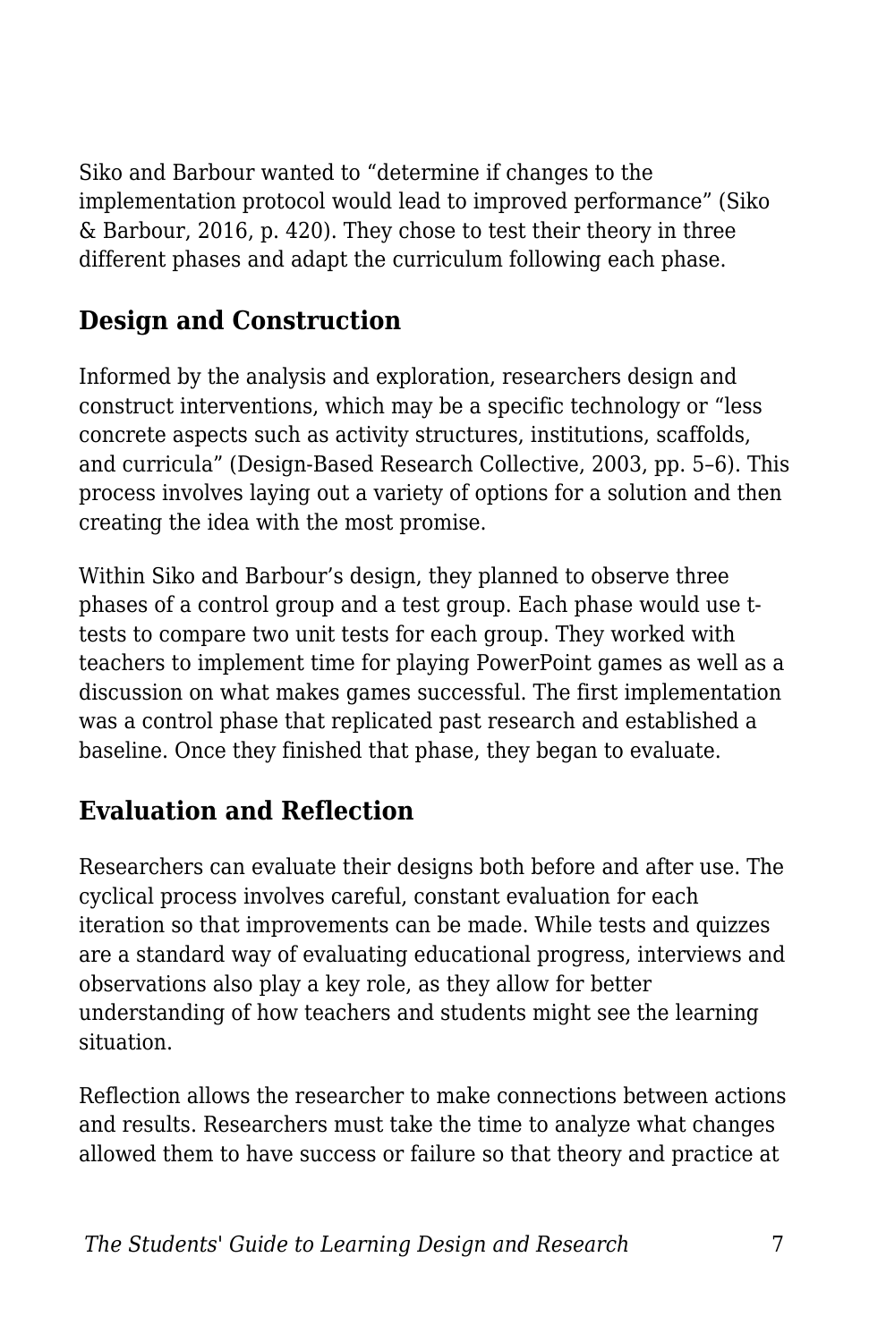Siko and Barbour wanted to “determine if changes to the implementation protocol would lead to improved performance” (Siko & Barbour, 2016, p. 420). They chose to test their theory in three different phases and adapt the curriculum following each phase.

## Design and Construction

Informed by the analysis and exploration, researchers design and construct interventions, which may be a specific technology or “less concrete aspects such as activity structures, institutions, scaffolds, and curricula” (Design-Based Research Collective, 2003, pp. 5–6). This process involves laying out a variety of options for a solution and then creating the idea with the most promise.

Within Siko and Barbour’s design, they planned to observe three phases of a control group and a test group. Each phase would use t-tests to compare two unit tests for each group. They worked with teachers to implement time for playing PowerPoint games as well as a discussion on what makes games successful. The first implementation was a control phase that replicated past research and established a baseline. Once they finished that phase, they began to evaluate.

## Evaluation and Reflection

Researchers can evaluate their designs both before and after use. The cyclical process involves careful, constant evaluation for each iteration so that improvements can be made. While tests and quizzes are a standard way of evaluating educational progress, interviews and observations also play a key role, as they allow for better understanding of how teachers and students might see the learning situation.

Reflection allows the researcher to make connections between actions and results. Researchers must take the time to analyze what changes allowed them to have success or failure so that theory and practice at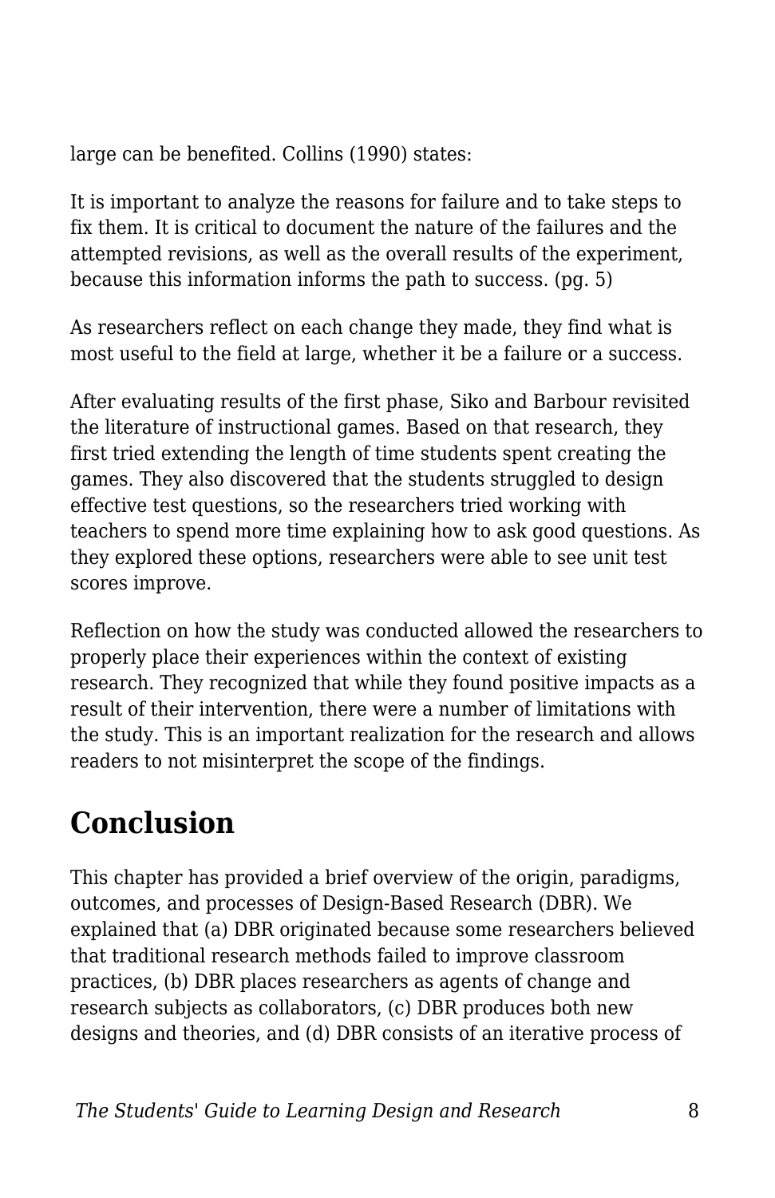large can be benefited. Collins (1990) states:

> It is important to analyze the reasons for failure and to take steps to fix them. It is critical to document the nature of the failures and the attempted revisions, as well as the overall results of the experiment, because this information informs the path to success. (pg. 5)

As researchers reflect on each change they made, they find what is most useful to the field at large, whether it be a failure or a success.

After evaluating results of the first phase, Siko and Barbour revisited the literature of instructional games. Based on that research, they first tried extending the length of time students spent creating the games. They also discovered that the students struggled to design effective test questions, so the researchers tried working with teachers to spend more time explaining how to ask good questions. As they explored these options, researchers were able to see unit test scores improve.

Reflection on how the study was conducted allowed the researchers to properly place their experiences within the context of existing research. They recognized that while they found positive impacts as a result of their intervention, there were a number of limitations with the study. This is an important realization for the research and allows readers to not misinterpret the scope of the findings.

## Conclusion

This chapter has provided a brief overview of the origin, paradigms, outcomes, and processes of Design-Based Research (DBR). We explained that (a) DBR originated because some researchers believed that traditional research methods failed to improve classroom practices, (b) DBR places researchers as agents of change and research subjects as collaborators, (c) DBR produces both new designs and theories, and (d) DBR consists of an iterative process of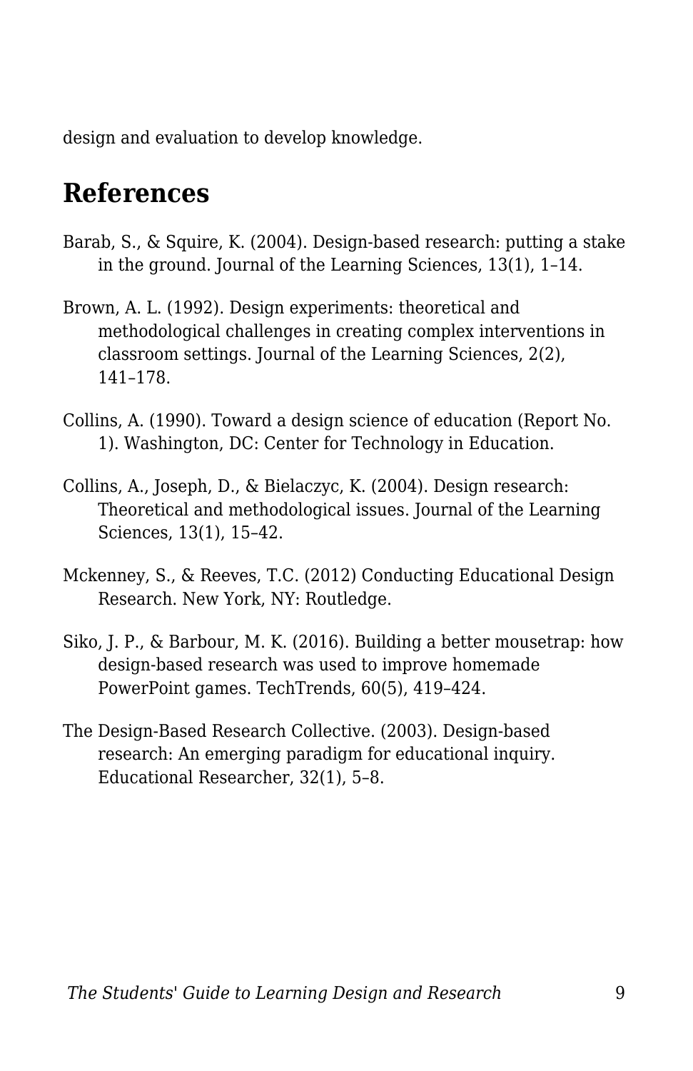design and evaluation to develop knowledge.

## References

Barab, S., & Squire, K. (2004). Design-based research: putting a stake in the ground. Journal of the Learning Sciences, 13(1), 1–14.

Brown, A. L. (1992). Design experiments: theoretical and methodological challenges in creating complex interventions in classroom settings. Journal of the Learning Sciences, 2(2), 141–178.

Collins, A. (1990). Toward a design science of education (Report No. 1). Washington, DC: Center for Technology in Education.

Collins, A., Joseph, D., & Bielaczyc, K. (2004). Design research: Theoretical and methodological issues. Journal of the Learning Sciences, 13(1), 15–42.

Mckenney, S., & Reeves, T.C. (2012) Conducting Educational Design Research. New York, NY: Routledge.

Siko, J. P., & Barbour, M. K. (2016). Building a better mousetrap: how design-based research was used to improve homemade PowerPoint games. TechTrends, 60(5), 419–424.

The Design-Based Research Collective. (2003). Design-based research: An emerging paradigm for educational inquiry. Educational Researcher, 32(1), 5–8.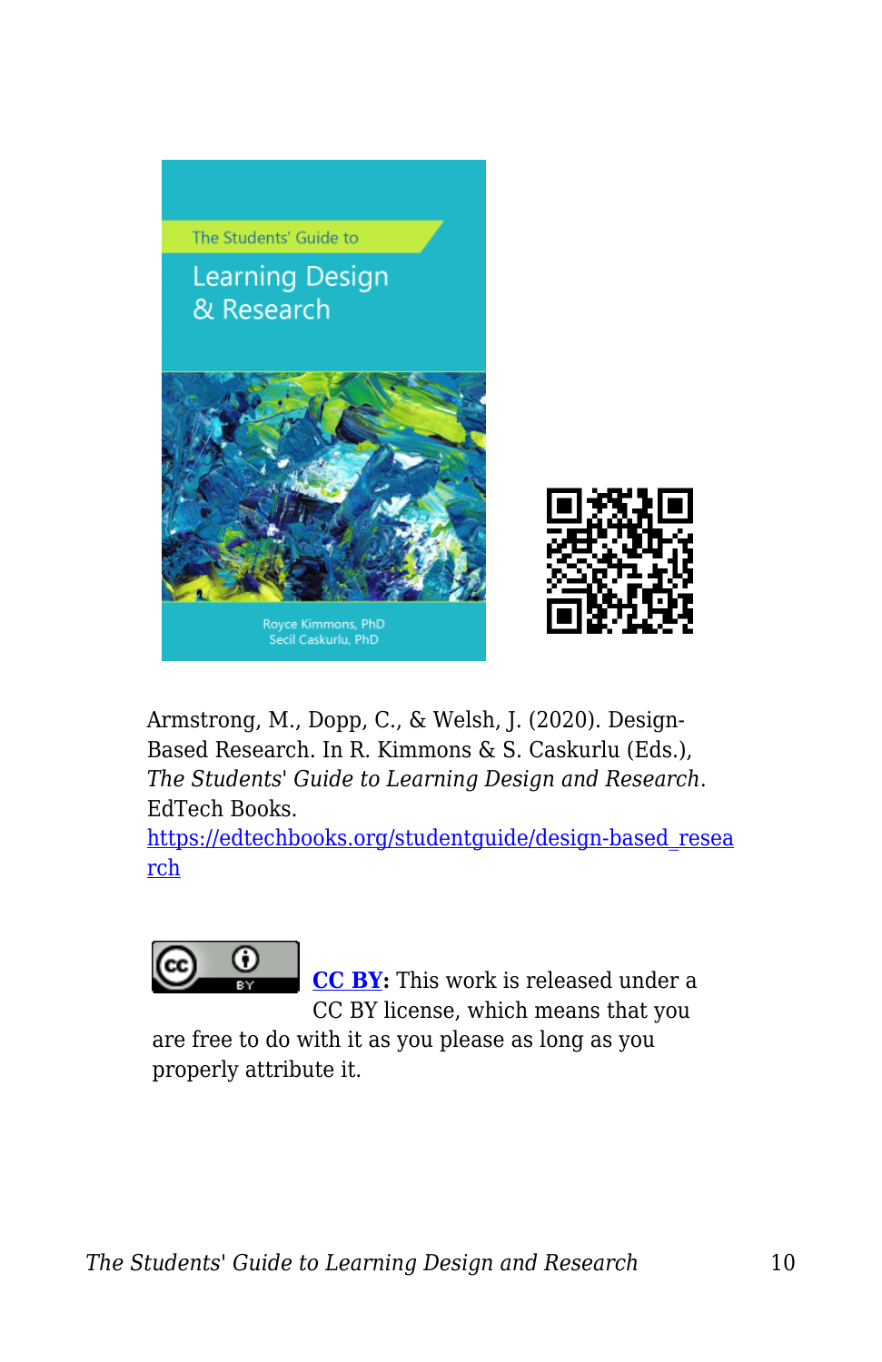Armstrong, M., Dopp, C., & Welsh, J. (2020). Design-Based Research. In R. Kimmons & S. Caskurlu (Eds.), *The Students' Guide to Learning Design and Research*. EdTech Books. https://edtechbooks.org/studentguide/design-based_research

**CC BY:** This work is released under a CC BY license, which means that you are free to do with it as you please as long as you properly attribute it.